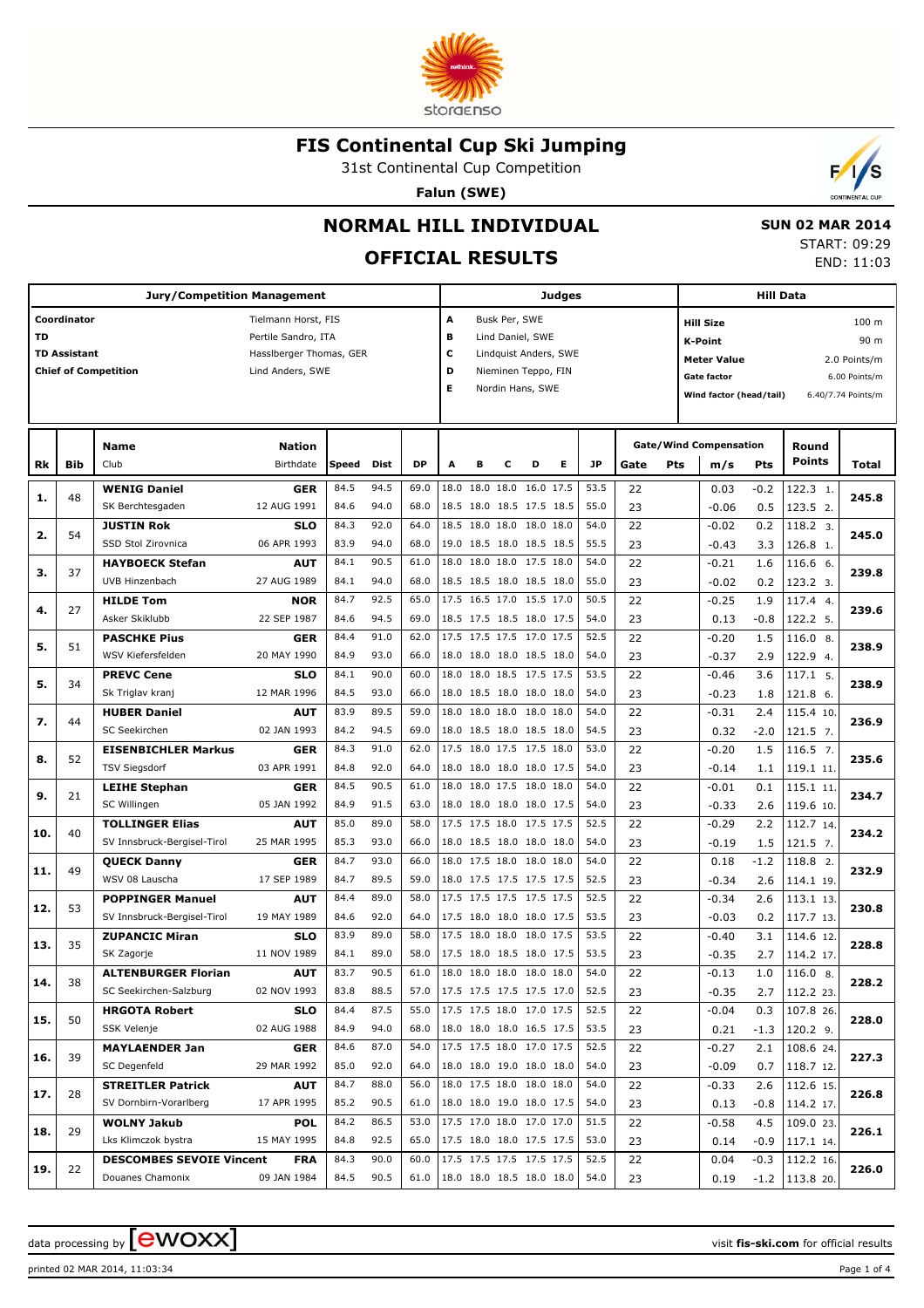# FIS Continental Cup Ski Jumping

31st Continental Cup Competition

**Falun (SWE)**

## NORMAL HILL INDIVIDUAL

## OFFICIAL RESULTS

**SUN 02 MAR 2014**

START: 09:29

END: 11:03

| Jury/Competition Management | |
|---|---|
| Coordinator | Tielmann Horst, FIS |
| TD | Pertile Sandro, ITA |
| TD Assistant | Hasslberger Thomas, GER |
| Chief of Competition | Lind Anders, SWE |

| Judges | |
|---|---|
| A | Busk Per, SWE |
| B | Lind Daniel, SWE |
| C | Lindquist Anders, SWE |
| D | Nieminen Teppo, FIN |
| E | Nordin Hans, SWE |

| Hill Data | |
|---|---|
| Hill Size | 100 m |
| K-Point | 90 m |
| Meter Value | 2.0 Points/m |
| Gate factor | 6.00 Points/m |
| Wind factor (head/tail) | 6.40/7.74 Points/m |

| Rk | Bib | Name / Club | Nation / Birthdate | Speed | Dist | DP | A | B | C | D | E | JP | Gate | Pts | m/s | Pts | Round Points | Total |
|---|---|---|---|---|---|---|---|---|---|---|---|---|---|---|---|---|---|---|
| 1. | 48 | **WENIG Daniel** | **GER** | 84.5 | 94.5 | 69.0 | 18.0 | 18.0 | 18.0 | 16.0 | 17.5 | 53.5 | 22 | | 0.03 | -0.2 | 122.3 1. | **245.8** |
| | | SK Berchtesgaden | 12 AUG 1991 | 84.6 | 94.0 | 68.0 | 18.5 | 18.0 | 18.5 | 17.5 | 18.5 | 55.0 | 23 | | -0.06 | 0.5 | 123.5 2. | |
| 2. | 54 | **JUSTIN Rok** | **SLO** | 84.3 | 92.0 | 64.0 | 18.5 | 18.0 | 18.0 | 18.0 | 18.0 | 54.0 | 22 | | -0.02 | 0.2 | 118.2 3. | **245.0** |
| | | SSD Stol Zirovnica | 06 APR 1993 | 83.9 | 94.0 | 68.0 | 19.0 | 18.5 | 18.0 | 18.5 | 18.5 | 55.5 | 23 | | -0.43 | 3.3 | 126.8 1. | |
| 3. | 37 | **HAYBOECK Stefan** | **AUT** | 84.1 | 90.5 | 61.0 | 18.0 | 18.0 | 18.0 | 17.5 | 18.0 | 54.0 | 22 | | -0.21 | 1.6 | 116.6 6. | **239.8** |
| | | UVB Hinzenbach | 27 AUG 1989 | 84.1 | 94.0 | 68.0 | 18.5 | 18.5 | 18.0 | 18.5 | 18.0 | 55.0 | 23 | | -0.02 | 0.2 | 123.2 3. | |
| 4. | 27 | **HILDE Tom** | **NOR** | 84.7 | 92.5 | 65.0 | 17.5 | 16.5 | 17.0 | 15.5 | 17.0 | 50.5 | 22 | | -0.25 | 1.9 | 117.4 4. | **239.6** |
| | | Asker Skiklubb | 22 SEP 1987 | 84.6 | 94.5 | 69.0 | 18.5 | 17.5 | 18.5 | 18.0 | 17.5 | 54.0 | 23 | | 0.13 | -0.8 | 122.2 5. | |
| 5. | 51 | **PASCHKE Pius** | **GER** | 84.4 | 91.0 | 62.0 | 17.5 | 17.5 | 17.5 | 17.0 | 17.5 | 52.5 | 22 | | -0.20 | 1.5 | 116.0 8. | **238.9** |
| | | WSV Kiefersfelden | 20 MAY 1990 | 84.9 | 93.0 | 66.0 | 18.0 | 18.0 | 18.0 | 18.5 | 18.0 | 54.0 | 23 | | -0.37 | 2.9 | 122.9 4. | |
| 5. | 34 | **PREVC Cene** | **SLO** | 84.1 | 90.0 | 60.0 | 18.0 | 18.0 | 18.5 | 17.5 | 17.5 | 53.5 | 22 | | -0.46 | 3.6 | 117.1 5. | **238.9** |
| | | Sk Triglav kranj | 12 MAR 1996 | 84.5 | 93.0 | 66.0 | 18.0 | 18.5 | 18.0 | 18.0 | 18.0 | 54.0 | 23 | | -0.23 | 1.8 | 121.8 6. | |
| 7. | 44 | **HUBER Daniel** | **AUT** | 83.9 | 89.5 | 59.0 | 18.0 | 18.0 | 18.0 | 18.0 | 18.0 | 54.0 | 22 | | -0.31 | 2.4 | 115.4 10. | **236.9** |
| | | SC Seekirchen | 02 JAN 1993 | 84.2 | 94.5 | 69.0 | 18.0 | 18.5 | 18.0 | 18.5 | 18.0 | 54.5 | 23 | | 0.32 | -2.0 | 121.5 7. | |
| 8. | 52 | **EISENBICHLER Markus** | **GER** | 84.3 | 91.0 | 62.0 | 17.5 | 18.0 | 17.5 | 17.5 | 18.0 | 53.0 | 22 | | -0.20 | 1.5 | 116.5 7. | **235.6** |
| | | TSV Siegsdorf | 03 APR 1991 | 84.8 | 92.0 | 64.0 | 18.0 | 18.0 | 18.0 | 18.0 | 17.5 | 54.0 | 23 | | -0.14 | 1.1 | 119.1 11. | |
| 9. | 21 | **LEIHE Stephan** | **GER** | 84.5 | 90.5 | 61.0 | 18.0 | 18.0 | 17.5 | 18.0 | 18.0 | 54.0 | 22 | | -0.01 | 0.1 | 115.1 11. | **234.7** |
| | | SC Willingen | 05 JAN 1992 | 84.9 | 91.5 | 63.0 | 18.0 | 18.0 | 18.0 | 18.0 | 17.5 | 54.0 | 23 | | -0.33 | 2.6 | 119.6 10. | |
| 10. | 40 | **TOLLINGER Elias** | **AUT** | 85.0 | 89.0 | 58.0 | 17.5 | 17.5 | 18.0 | 17.5 | 17.5 | 52.5 | 22 | | -0.29 | 2.2 | 112.7 14. | **234.2** |
| | | SV Innsbruck-Bergisel-Tirol | 25 MAR 1995 | 85.3 | 93.0 | 66.0 | 18.0 | 18.5 | 18.0 | 18.0 | 18.0 | 54.0 | 23 | | -0.19 | 1.5 | 121.5 7. | |
| 11. | 49 | **QUECK Danny** | **GER** | 84.7 | 93.0 | 66.0 | 18.0 | 17.5 | 18.0 | 18.0 | 18.0 | 54.0 | 22 | | 0.18 | -1.2 | 118.8 2. | **232.9** |
| | | WSV 08 Lauscha | 17 SEP 1989 | 84.7 | 89.5 | 59.0 | 18.0 | 17.5 | 17.5 | 17.5 | 17.5 | 52.5 | 23 | | -0.34 | 2.6 | 114.1 19. | |
| 12. | 53 | **POPPINGER Manuel** | **AUT** | 84.4 | 89.0 | 58.0 | 17.5 | 17.5 | 17.5 | 17.5 | 17.5 | 52.5 | 22 | | -0.34 | 2.6 | 113.1 13. | **230.8** |
| | | SV Innsbruck-Bergisel-Tirol | 19 MAY 1989 | 84.6 | 92.0 | 64.0 | 17.5 | 18.0 | 18.0 | 18.0 | 17.5 | 53.5 | 23 | | -0.03 | 0.2 | 117.7 13. | |
| 13. | 35 | **ZUPANCIC Miran** | **SLO** | 83.9 | 89.0 | 58.0 | 17.5 | 18.0 | 18.0 | 18.0 | 17.5 | 53.5 | 22 | | -0.40 | 3.1 | 114.6 12. | **228.8** |
| | | SK Zagorje | 11 NOV 1989 | 84.1 | 89.0 | 58.0 | 17.5 | 18.5 | 18.0 | 18.0 | 17.5 | 53.5 | 23 | | -0.35 | 2.7 | 114.2 17. | |
| 14. | 38 | **ALTENBURGER Florian** | **AUT** | 83.7 | 90.5 | 61.0 | 18.0 | 18.0 | 18.0 | 18.0 | 18.0 | 54.0 | 22 | | -0.13 | 1.0 | 116.0 8. | **228.2** |
| | | SC Seekirchen-Salzburg | 02 NOV 1993 | 83.8 | 88.5 | 57.0 | 17.5 | 17.5 | 17.5 | 17.5 | 17.0 | 52.5 | 23 | | -0.35 | 2.7 | 112.2 23. | |
| 15. | 50 | **HRGOTA Robert** | **SLO** | 84.4 | 87.5 | 55.0 | 17.5 | 17.5 | 18.0 | 17.0 | 17.5 | 52.5 | 22 | | -0.04 | 0.3 | 107.8 26. | **228.0** |
| | | SSK Velenje | 02 AUG 1988 | 84.9 | 94.0 | 68.0 | 18.0 | 18.0 | 18.0 | 16.5 | 17.5 | 53.5 | 23 | | 0.21 | -1.3 | 120.2 9. | |
| 16. | 39 | **MAYLAENDER Jan** | **GER** | 84.6 | 87.0 | 54.0 | 17.5 | 17.5 | 18.0 | 17.0 | 17.5 | 52.5 | 22 | | -0.27 | 2.1 | 108.6 24. | **227.3** |
| | | SC Degenfeld | 29 MAR 1992 | 85.0 | 92.0 | 64.0 | 18.0 | 18.0 | 19.0 | 18.0 | 18.0 | 54.0 | 23 | | -0.09 | 0.7 | 118.7 12. | |
| 17. | 28 | **STREITLER Patrick** | **AUT** | 84.7 | 88.0 | 56.0 | 18.0 | 17.5 | 18.0 | 18.0 | 18.0 | 54.0 | 22 | | -0.33 | 2.6 | 112.6 15. | **226.8** |
| | | SV Dornbirn-Vorarlberg | 17 APR 1995 | 85.2 | 90.5 | 61.0 | 18.0 | 18.0 | 19.0 | 18.0 | 17.5 | 54.0 | 23 | | 0.13 | -0.8 | 114.2 17. | |
| 18. | 29 | **WOLNY Jakub** | **POL** | 84.2 | 86.5 | 53.0 | 17.5 | 17.0 | 18.0 | 17.0 | 17.0 | 51.5 | 22 | | -0.58 | 4.5 | 109.0 23. | **226.1** |
| | | Lks Klimczok bystra | 15 MAY 1995 | 84.8 | 92.5 | 65.0 | 17.5 | 18.0 | 18.0 | 17.5 | 17.5 | 53.0 | 23 | | 0.14 | -0.9 | 117.1 14. | |
| 19. | 22 | **DESCOMBES SEVOIE Vincent** | **FRA** | 84.3 | 90.0 | 60.0 | 17.5 | 17.5 | 17.5 | 17.5 | 17.5 | 52.5 | 22 | | 0.04 | -0.3 | 112.2 16. | **226.0** |
| | | Douanes Chamonix | 09 JAN 1984 | 84.5 | 90.5 | 61.0 | 18.0 | 18.0 | 18.5 | 18.0 | 18.0 | 54.0 | 23 | | 0.19 | -1.2 | 113.8 20. | |

data processing by ewoxx — visit **fis-ski.com** for official results

printed 02 MAR 2014, 11:03:34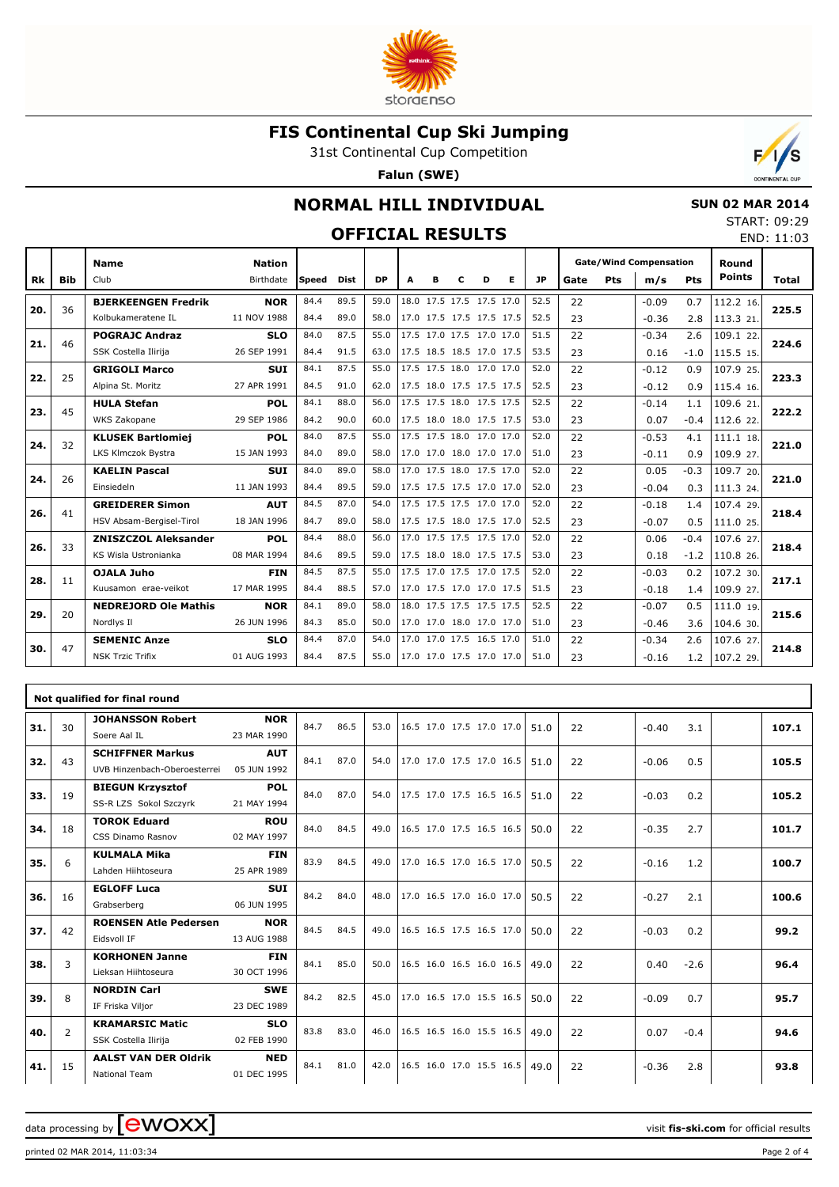# FIS Continental Cup Ski Jumping

31st Continental Cup Competition

**Falun (SWE)**

## NORMAL HILL INDIVIDUAL

**SUN 02 MAR 2014**

START: 09:29
END: 11:03

## OFFICIAL RESULTS

| Rk | Bib | Name / Club | Nation / Birthdate | Speed | Dist | DP | A | B | C | D | E | JP | Gate | Pts | m/s | Pts | Round Points | Total |
|---|---|---|---|---|---|---|---|---|---|---|---|---|---|---|---|---|---|---|
| 20. | 36 | **BJERKEENGEN Fredrik** | **NOR** | 84.4 | 89.5 | 59.0 | 18.0 | 17.5 | 17.5 | 17.5 | 17.0 | 52.5 | 22 | | -0.09 | 0.7 | 112.2 16. | 225.5 |
| | | Kolbukameratene IL | 11 NOV 1988 | 84.4 | 89.0 | 58.0 | 17.0 | 17.5 | 17.5 | 17.5 | 17.5 | 52.5 | 23 | | -0.36 | 2.8 | 113.3 21. | |
| 21. | 46 | **POGRAJC Andraz** | **SLO** | 84.0 | 87.5 | 55.0 | 17.5 | 17.0 | 17.5 | 17.0 | 17.0 | 51.5 | 22 | | -0.34 | 2.6 | 109.1 22. | 224.6 |
| | | SSK Costella Ilirija | 26 SEP 1991 | 84.4 | 91.5 | 63.0 | 17.5 | 18.5 | 18.5 | 17.0 | 17.5 | 53.5 | 23 | | 0.16 | -1.0 | 115.5 15. | |
| 22. | 25 | **GRIGOLI Marco** | **SUI** | 84.1 | 87.5 | 55.0 | 17.5 | 17.5 | 18.0 | 17.0 | 17.0 | 52.0 | 22 | | -0.12 | 0.9 | 107.9 25. | 223.3 |
| | | Alpina St. Moritz | 27 APR 1991 | 84.5 | 91.0 | 62.0 | 17.5 | 18.0 | 17.5 | 17.5 | 17.5 | 52.5 | 23 | | -0.12 | 0.9 | 115.4 16. | |
| 23. | 45 | **HULA Stefan** | **POL** | 84.1 | 88.0 | 56.0 | 17.5 | 17.5 | 18.0 | 17.5 | 17.5 | 52.5 | 22 | | -0.14 | 1.1 | 109.6 21. | 222.2 |
| | | WKS Zakopane | 29 SEP 1986 | 84.2 | 90.0 | 60.0 | 17.5 | 18.0 | 18.0 | 17.5 | 17.5 | 53.0 | 23 | | 0.07 | -0.4 | 112.6 22. | |
| 24. | 32 | **KLUSEK Bartlomiej** | **POL** | 84.0 | 87.5 | 55.0 | 17.5 | 17.5 | 18.0 | 17.0 | 17.0 | 52.0 | 22 | | -0.53 | 4.1 | 111.1 18. | 221.0 |
| | | LKS Klmczok Bystra | 15 JAN 1993 | 84.0 | 89.0 | 58.0 | 17.0 | 17.0 | 18.0 | 17.0 | 17.0 | 51.0 | 23 | | -0.11 | 0.9 | 109.9 27. | |
| 24. | 26 | **KAELIN Pascal** | **SUI** | 84.0 | 89.0 | 58.0 | 17.0 | 17.5 | 18.0 | 17.5 | 17.0 | 52.0 | 22 | | 0.05 | -0.3 | 109.7 20. | 221.0 |
| | | Einsiedeln | 11 JAN 1993 | 84.4 | 89.5 | 59.0 | 17.5 | 17.5 | 17.5 | 17.0 | 17.0 | 52.0 | 23 | | -0.04 | 0.3 | 111.3 24. | |
| 26. | 41 | **GREIDERER Simon** | **AUT** | 84.5 | 87.0 | 54.0 | 17.5 | 17.5 | 17.5 | 17.0 | 17.0 | 52.0 | 22 | | -0.18 | 1.4 | 107.4 29. | 218.4 |
| | | HSV Absam-Bergisel-Tirol | 18 JAN 1996 | 84.7 | 89.0 | 58.0 | 17.5 | 17.5 | 18.0 | 17.5 | 17.0 | 52.5 | 23 | | -0.07 | 0.5 | 111.0 25. | |
| 26. | 33 | **ZNISZCZOL Aleksander** | **POL** | 84.4 | 88.0 | 56.0 | 17.0 | 17.5 | 17.5 | 17.5 | 17.0 | 52.0 | 22 | | 0.06 | -0.4 | 107.6 27. | 218.4 |
| | | KS Wisla Ustronianka | 08 MAR 1994 | 84.6 | 89.5 | 59.0 | 17.5 | 18.0 | 18.0 | 17.5 | 17.5 | 53.0 | 23 | | 0.18 | -1.2 | 110.8 26. | |
| 28. | 11 | **OJALA Juho** | **FIN** | 84.5 | 87.5 | 55.0 | 17.5 | 17.0 | 17.5 | 17.0 | 17.5 | 52.0 | 22 | | -0.03 | 0.2 | 107.2 30. | 217.1 |
| | | Kuusamon erae-veikot | 17 MAR 1995 | 84.4 | 88.5 | 57.0 | 17.0 | 17.5 | 17.0 | 17.0 | 17.5 | 51.5 | 23 | | -0.18 | 1.4 | 109.9 27. | |
| 29. | 20 | **NEDREJORD Ole Mathis** | **NOR** | 84.1 | 89.0 | 58.0 | 18.0 | 17.5 | 17.5 | 17.5 | 17.5 | 52.5 | 22 | | -0.07 | 0.5 | 111.0 19. | 215.6 |
| | | Nordlys Il | 26 JUN 1996 | 84.3 | 85.0 | 50.0 | 17.0 | 17.0 | 18.0 | 17.0 | 17.0 | 51.0 | 23 | | -0.46 | 3.6 | 104.6 30. | |
| 30. | 47 | **SEMENIC Anze** | **SLO** | 84.4 | 87.0 | 54.0 | 17.0 | 17.0 | 17.5 | 16.5 | 17.0 | 51.0 | 22 | | -0.34 | 2.6 | 107.6 27. | 214.8 |
| | | NSK Trzic Trifix | 01 AUG 1993 | 84.4 | 87.5 | 55.0 | 17.0 | 17.0 | 17.5 | 17.0 | 17.0 | 51.0 | 23 | | -0.16 | 1.2 | 107.2 29. | |

### Not qualified for final round

| Rk | Bib | Name / Club | Nation / Birthdate | Speed | Dist | DP | A | B | C | D | E | JP | Gate | Pts | m/s | Pts | Round Points | Total |
|---|---|---|---|---|---|---|---|---|---|---|---|---|---|---|---|---|---|---|
| 31. | 30 | **JOHANSSON Robert** / Soere Aal IL | **NOR** / 23 MAR 1990 | 84.7 | 86.5 | 53.0 | 16.5 | 17.0 | 17.5 | 17.0 | 17.0 | 51.0 | 22 | | -0.40 | 3.1 | | 107.1 |
| 32. | 43 | **SCHIFFNER Markus** / UVB Hinzenbach-Oberoesterrei | **AUT** / 05 JUN 1992 | 84.1 | 87.0 | 54.0 | 17.0 | 17.0 | 17.5 | 17.0 | 16.5 | 51.0 | 22 | | -0.06 | 0.5 | | 105.5 |
| 33. | 19 | **BIEGUN Krzysztof** / SS-R LZS Sokol Szczyrk | **POL** / 21 MAY 1994 | 84.0 | 87.0 | 54.0 | 17.5 | 17.0 | 17.5 | 16.5 | 16.5 | 51.0 | 22 | | -0.03 | 0.2 | | 105.2 |
| 34. | 18 | **TOROK Eduard** / CSS Dinamo Rasnov | **ROU** / 02 MAY 1997 | 84.0 | 84.5 | 49.0 | 16.5 | 17.0 | 17.5 | 16.5 | 16.5 | 50.0 | 22 | | -0.35 | 2.7 | | 101.7 |
| 35. | 6 | **KULMALA Mika** / Lahden Hiihtoseura | **FIN** / 25 APR 1989 | 83.9 | 84.5 | 49.0 | 17.0 | 16.5 | 17.0 | 16.5 | 17.0 | 50.5 | 22 | | -0.16 | 1.2 | | 100.7 |
| 36. | 16 | **EGLOFF Luca** / Grabserberg | **SUI** / 06 JUN 1995 | 84.2 | 84.0 | 48.0 | 17.0 | 16.5 | 17.0 | 16.0 | 17.0 | 50.5 | 22 | | -0.27 | 2.1 | | 100.6 |
| 37. | 42 | **ROENSEN Atle Pedersen** / Eidsvoll IF | **NOR** / 13 AUG 1988 | 84.5 | 84.5 | 49.0 | 16.5 | 16.5 | 17.5 | 16.5 | 17.0 | 50.0 | 22 | | -0.03 | 0.2 | | 99.2 |
| 38. | 3 | **KORHONEN Janne** / Lieksan Hiihtoseura | **FIN** / 30 OCT 1996 | 84.1 | 85.0 | 50.0 | 16.5 | 16.0 | 16.5 | 16.0 | 16.5 | 49.0 | 22 | | 0.40 | -2.6 | | 96.4 |
| 39. | 8 | **NORDIN Carl** / IF Friska Viljor | **SWE** / 23 DEC 1989 | 84.2 | 82.5 | 45.0 | 17.0 | 16.5 | 17.0 | 15.5 | 16.5 | 50.0 | 22 | | -0.09 | 0.7 | | 95.7 |
| 40. | 2 | **KRAMARSIC Matic** / SSK Costella Ilirija | **SLO** / 02 FEB 1990 | 83.8 | 83.0 | 46.0 | 16.5 | 16.5 | 16.0 | 15.5 | 16.5 | 49.0 | 22 | | 0.07 | -0.4 | | 94.6 |
| 41. | 15 | **AALST VAN DER Oldrik** / National Team | **NED** / 01 DEC 1995 | 84.1 | 81.0 | 42.0 | 16.5 | 16.0 | 17.0 | 15.5 | 16.5 | 49.0 | 22 | | -0.36 | 2.8 | | 93.8 |

data processing by ewoxx — visit **fis-ski.com** for official results

printed 02 MAR 2014, 11:03:34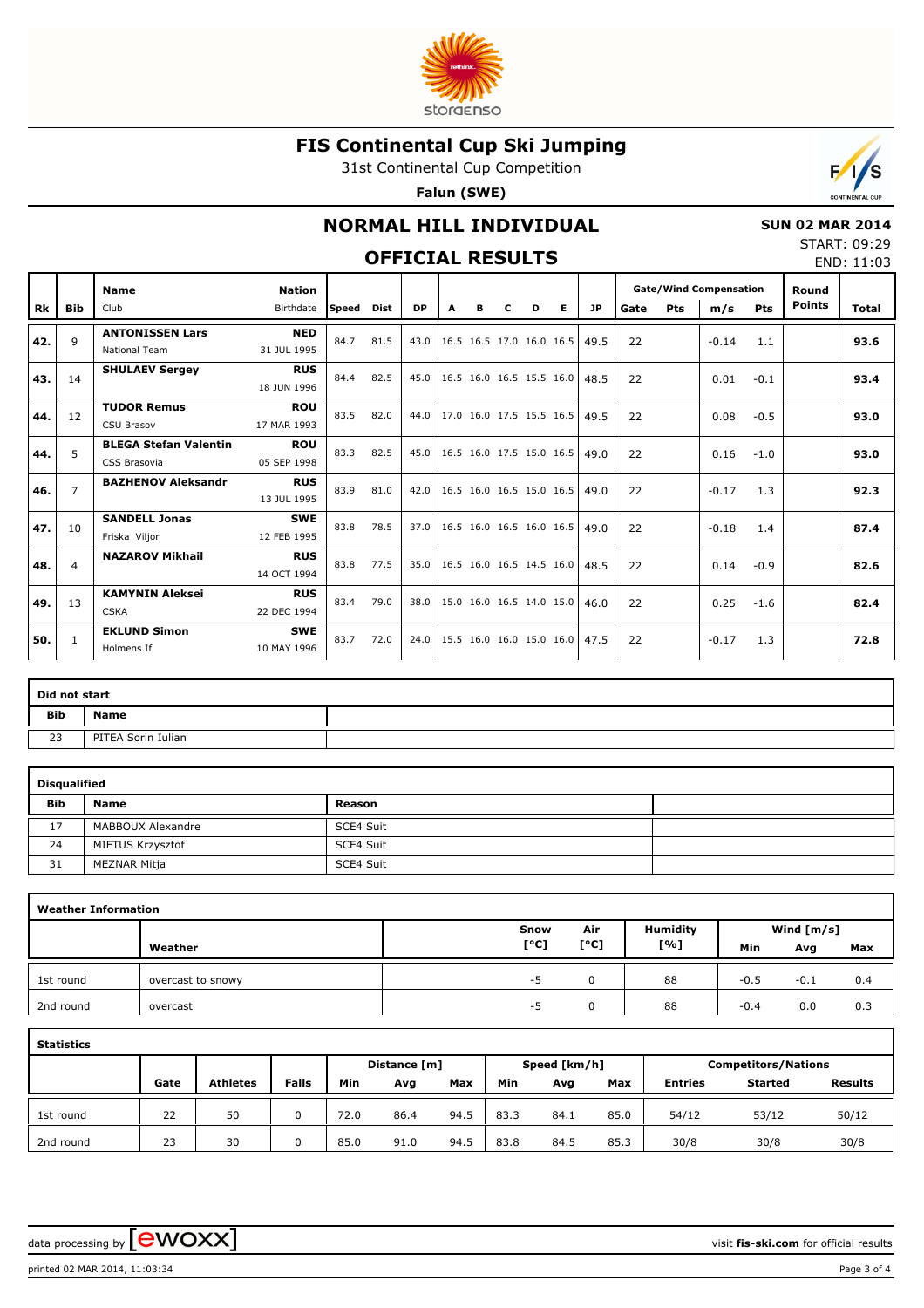# FIS Continental Cup Ski Jumping

31st Continental Cup Competition

**Falun (SWE)**

## NORMAL HILL INDIVIDUAL

**SUN 02 MAR 2014**

START: 09:29
END: 11:03

## OFFICIAL RESULTS

| Rk | Bib | Name / Club | Nation / Birthdate | Speed | Dist | DP | A | B | C | D | E | JP | Gate | Pts | m/s | Pts | Round Points | Total |
|---|---|---|---|---|---|---|---|---|---|---|---|---|---|---|---|---|---|---|
| 42. | 9 | **ANTONISSEN Lars** National Team | **NED** 31 JUL 1995 | 84.7 | 81.5 | 43.0 | 16.5 | 16.5 | 17.0 | 16.0 | 16.5 | 49.5 | 22 | | -0.14 | 1.1 | | **93.6** |
| 43. | 14 | **SHULAEV Sergey** | **RUS** 18 JUN 1996 | 84.4 | 82.5 | 45.0 | 16.5 | 16.0 | 16.5 | 15.5 | 16.0 | 48.5 | 22 | | 0.01 | -0.1 | | **93.4** |
| 44. | 12 | **TUDOR Remus** CSU Brasov | **ROU** 17 MAR 1993 | 83.5 | 82.0 | 44.0 | 17.0 | 16.0 | 17.5 | 15.5 | 16.5 | 49.5 | 22 | | 0.08 | -0.5 | | **93.0** |
| 44. | 5 | **BLEGA Stefan Valentin** CSS Brasovia | **ROU** 05 SEP 1998 | 83.3 | 82.5 | 45.0 | 16.5 | 16.0 | 17.5 | 15.0 | 16.5 | 49.0 | 22 | | 0.16 | -1.0 | | **93.0** |
| 46. | 7 | **BAZHENOV Aleksandr** | **RUS** 13 JUL 1995 | 83.9 | 81.0 | 42.0 | 16.5 | 16.0 | 16.5 | 15.0 | 16.5 | 49.0 | 22 | | -0.17 | 1.3 | | **92.3** |
| 47. | 10 | **SANDELL Jonas** Friska Viljor | **SWE** 12 FEB 1995 | 83.8 | 78.5 | 37.0 | 16.5 | 16.0 | 16.5 | 16.0 | 16.5 | 49.0 | 22 | | -0.18 | 1.4 | | **87.4** |
| 48. | 4 | **NAZAROV Mikhail** | **RUS** 14 OCT 1994 | 83.8 | 77.5 | 35.0 | 16.5 | 16.0 | 16.5 | 14.5 | 16.0 | 48.5 | 22 | | 0.14 | -0.9 | | **82.6** |
| 49. | 13 | **KAMYNIN Aleksei** CSKA | **RUS** 22 DEC 1994 | 83.4 | 79.0 | 38.0 | 15.0 | 16.0 | 16.5 | 14.0 | 15.0 | 46.0 | 22 | | 0.25 | -1.6 | | **82.4** |
| 50. | 1 | **EKLUND Simon** Holmens If | **SWE** 10 MAY 1996 | 83.7 | 72.0 | 24.0 | 15.5 | 16.0 | 16.0 | 15.0 | 16.0 | 47.5 | 22 | | -0.17 | 1.3 | | **72.8** |

**Did not start**

| Bib | Name |
|---|---|
| 23 | PITEA Sorin Iulian |

**Disqualified**

| Bib | Name | Reason |
|---|---|---|
| 17 | MABBOUX Alexandre | SCE4 Suit |
| 24 | MIETUS Krzysztof | SCE4 Suit |
| 31 | MEZNAR Mitja | SCE4 Suit |

**Weather Information**

| | Weather | Snow [°C] | Air [°C] | Humidity [%] | Wind [m/s] Min | Avg | Max |
|---|---|---|---|---|---|---|---|
| 1st round | overcast to snowy | -5 | 0 | 88 | -0.5 | -0.1 | 0.4 |
| 2nd round | overcast | -5 | 0 | 88 | -0.4 | 0.0 | 0.3 |

**Statistics**

| | Gate | Athletes | Falls | Distance [m] Min | Avg | Max | Speed [km/h] Min | Avg | Max | Competitors/Nations Entries | Started | Results |
|---|---|---|---|---|---|---|---|---|---|---|---|---|
| 1st round | 22 | 50 | 0 | 72.0 | 86.4 | 94.5 | 83.3 | 84.1 | 85.0 | 54/12 | 53/12 | 50/12 |
| 2nd round | 23 | 30 | 0 | 85.0 | 91.0 | 94.5 | 83.8 | 84.5 | 85.3 | 30/8 | 30/8 | 30/8 |

data processing by ewoxx — visit **fis-ski.com** for official results

printed 02 MAR 2014, 11:03:34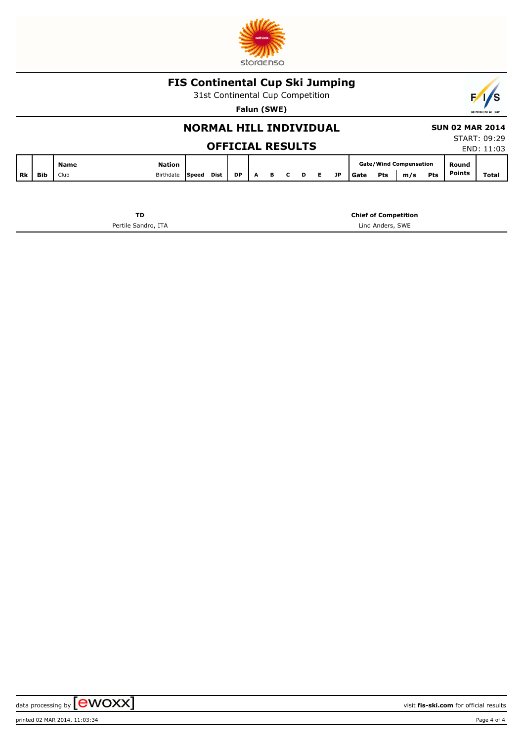# FIS Continental Cup Ski Jumping

31st Continental Cup Competition

**Falun (SWE)**

## NORMAL HILL INDIVIDUAL

**SUN 02 MAR 2014**

START: 09:29

END: 11:03

## OFFICIAL RESULTS

| Rk | Bib | Name / Club | Nation / Birthdate | Speed | Dist | DP | A | B | C | D | E | JP | Gate/Wind Compensation: Gate | Pts | m/s | Pts | Round Points | Total |
|---|---|---|---|---|---|---|---|---|---|---|---|---|---|---|---|---|---|---|

| TD | Chief of Competition |
|---|---|
| Pertile Sandro, ITA | Lind Anders, SWE |

data processing by [ewoxx]

visit **fis-ski.com** for official results

printed 02 MAR 2014, 11:03:34